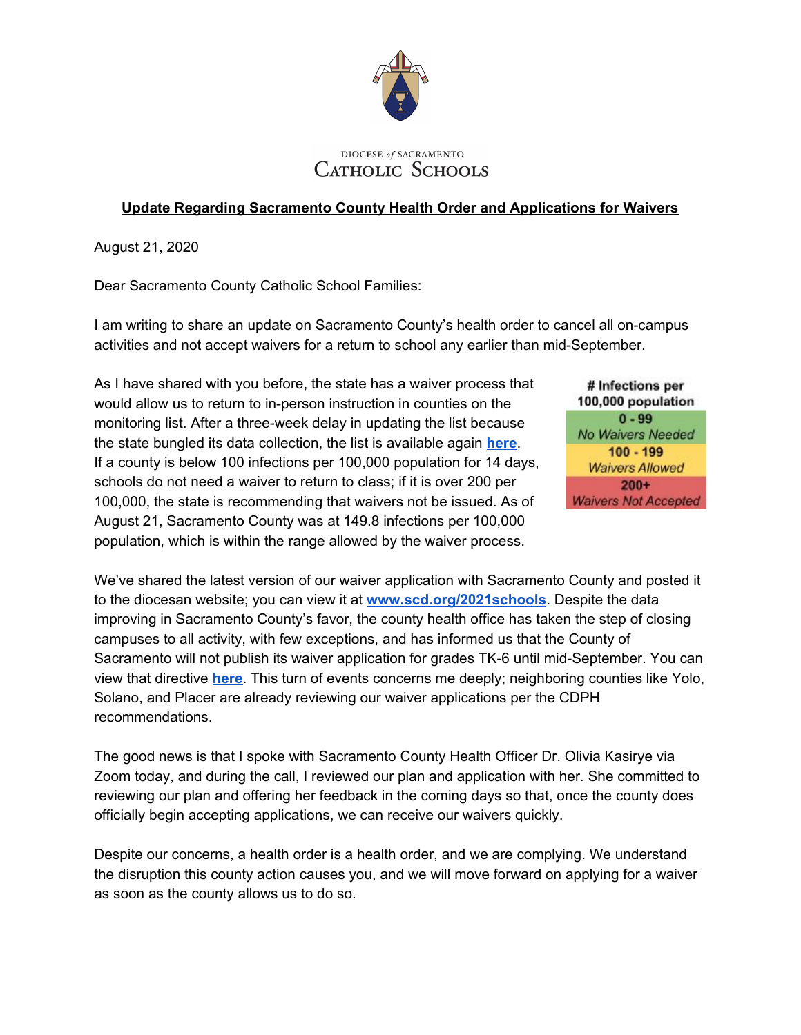DIOCESE *of* SACRAMENTO
CATHOLIC SCHOOLS

## **Update Regarding Sacramento County Health Order and Applications for Waivers**

August 21, 2020

Dear Sacramento County Catholic School Families:

I am writing to share an update on Sacramento County's health order to cancel all on-campus activities and not accept waivers for a return to school any earlier than mid-September.

As I have shared with you before, the state has a waiver process that would allow us to return to in-person instruction in counties on the monitoring list. After a three-week delay in updating the list because the state bungled its data collection, the list is available again [here](). If a county is below 100 infections per 100,000 population for 14 days, schools do not need a waiver to return to class; if it is over 200 per 100,000, the state is recommending that waivers not be issued. As of August 21, Sacramento County was at 149.8 infections per 100,000 population, which is within the range allowed by the waiver process.

| # Infections per 100,000 population |
|---|
| **0 - 99** *No Waivers Needed* |
| **100 - 199** *Waivers Allowed* |
| **200+** *Waivers Not Accepted* |

We've shared the latest version of our waiver application with Sacramento County and posted it to the diocesan website; you can view it at **www.scd.org/2021schools**. Despite the data improving in Sacramento County's favor, the county health office has taken the step of closing campuses to all activity, with few exceptions, and has informed us that the County of Sacramento will not publish its waiver application for grades TK-6 until mid-September. You can view that directive **here**. This turn of events concerns me deeply; neighboring counties like Yolo, Solano, and Placer are already reviewing our waiver applications per the CDPH recommendations.

The good news is that I spoke with Sacramento County Health Officer Dr. Olivia Kasirye via Zoom today, and during the call, I reviewed our plan and application with her. She committed to reviewing our plan and offering her feedback in the coming days so that, once the county does officially begin accepting applications, we can receive our waivers quickly.

Despite our concerns, a health order is a health order, and we are complying. We understand the disruption this county action causes you, and we will move forward on applying for a waiver as soon as the county allows us to do so.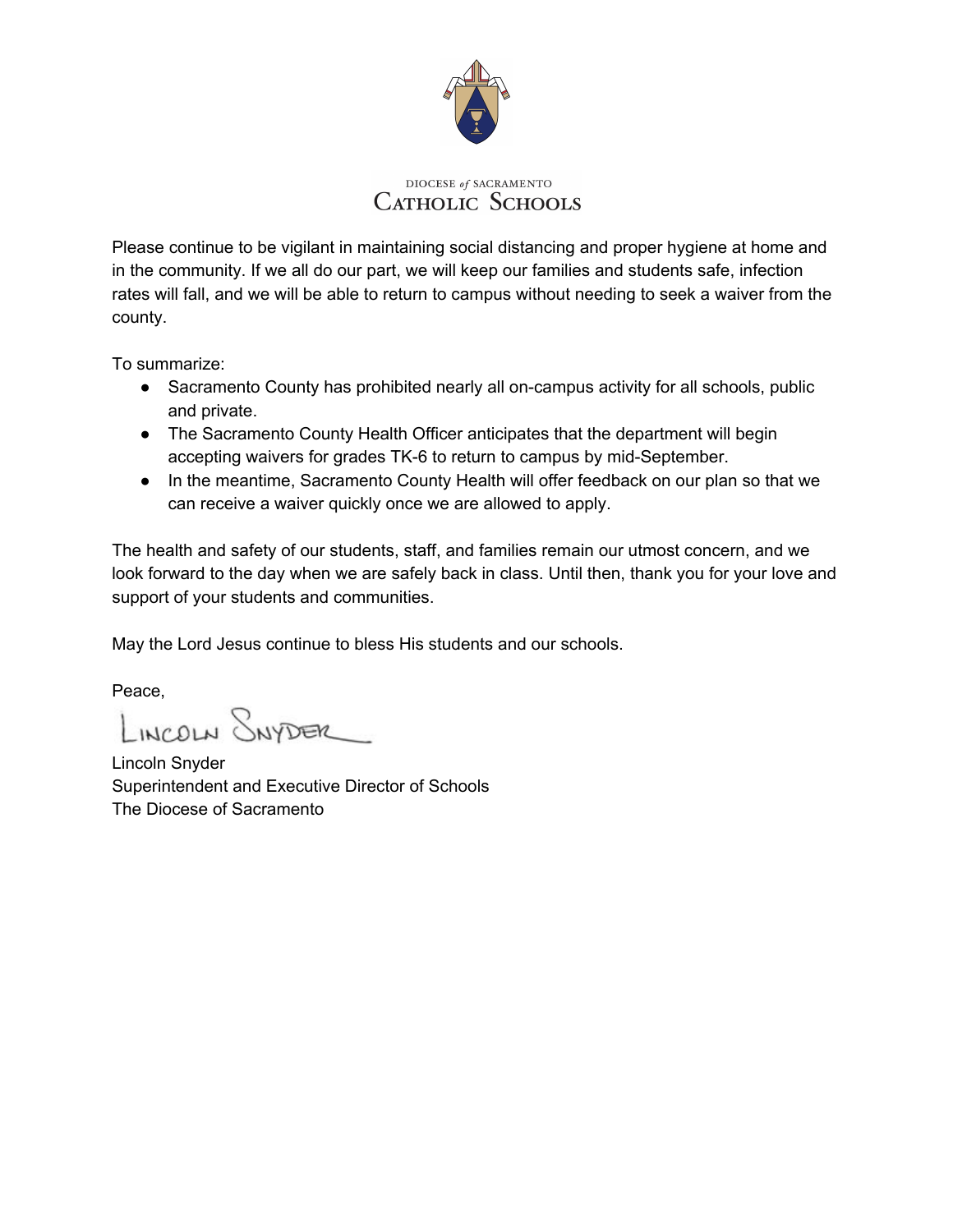DIOCESE *of* SACRAMENTO
CATHOLIC SCHOOLS

Please continue to be vigilant in maintaining social distancing and proper hygiene at home and in the community. If we all do our part, we will keep our families and students safe, infection rates will fall, and we will be able to return to campus without needing to seek a waiver from the county.

To summarize:

- Sacramento County has prohibited nearly all on-campus activity for all schools, public and private.
- The Sacramento County Health Officer anticipates that the department will begin accepting waivers for grades TK-6 to return to campus by mid-September.
- In the meantime, Sacramento County Health will offer feedback on our plan so that we can receive a waiver quickly once we are allowed to apply.

The health and safety of our students, staff, and families remain our utmost concern, and we look forward to the day when we are safely back in class. Until then, thank you for your love and support of your students and communities.

May the Lord Jesus continue to bless His students and our schools.

Peace,

Lincoln Snyder

Lincoln Snyder
Superintendent and Executive Director of Schools
The Diocese of Sacramento